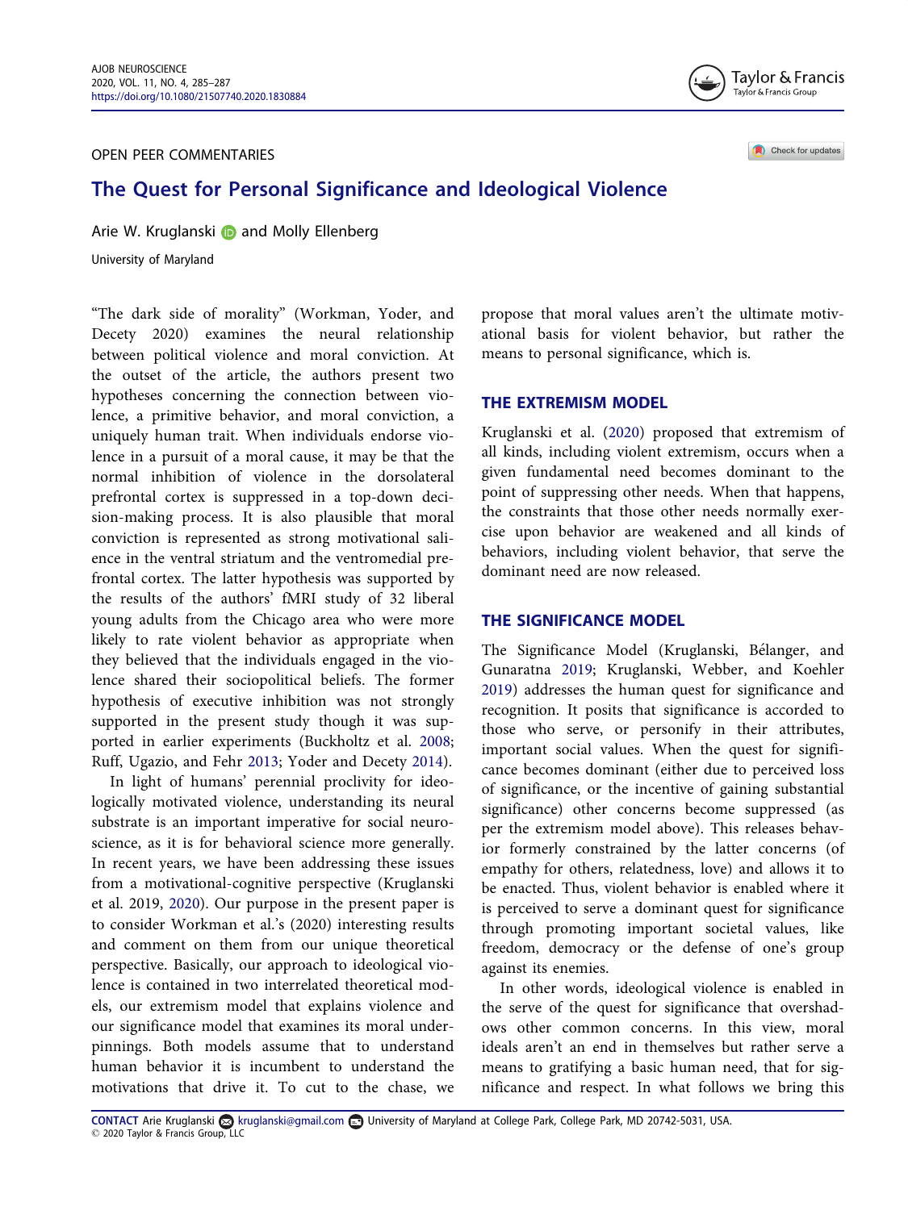OPEN PEER COMMENTARIES

# The Quest for Personal Significance and Ideological Violence

Arie W. Kruglanski and Molly Ellenberg

University of Maryland

"The dark side of morality" (Workman, Yoder, and Decety 2020) examines the neural relationship between political violence and moral conviction. At the outset of the article, the authors present two hypotheses concerning the connection between violence, a primitive behavior, and moral conviction, a uniquely human trait. When individuals endorse violence in a pursuit of a moral cause, it may be that the normal inhibition of violence in the dorsolateral prefrontal cortex is suppressed in a top-down decision-making process. It is also plausible that moral conviction is represented as strong motivational salience in the ventral striatum and the ventromedial prefrontal cortex. The latter hypothesis was supported by the results of the authors' fMRI study of 32 liberal young adults from the Chicago area who were more likely to rate violent behavior as appropriate when they believed that the individuals engaged in the violence shared their sociopolitical beliefs. The former hypothesis of executive inhibition was not strongly supported in the present study though it was supported in earlier experiments (Buckholtz et al. 2008; Ruff, Ugazio, and Fehr 2013; Yoder and Decety 2014).

In light of humans' perennial proclivity for ideologically motivated violence, understanding its neural substrate is an important imperative for social neuroscience, as it is for behavioral science more generally. In recent years, we have been addressing these issues from a motivational-cognitive perspective (Kruglanski et al. 2019, 2020). Our purpose in the present paper is to consider Workman et al.'s (2020) interesting results and comment on them from our unique theoretical perspective. Basically, our approach to ideological violence is contained in two interrelated theoretical models, our extremism model that explains violence and our significance model that examines its moral underpinnings. Both models assume that to understand human behavior it is incumbent to understand the motivations that drive it. To cut to the chase, we propose that moral values aren't the ultimate motivational basis for violent behavior, but rather the means to personal significance, which is.

## THE EXTREMISM MODEL

Kruglanski et al. (2020) proposed that extremism of all kinds, including violent extremism, occurs when a given fundamental need becomes dominant to the point of suppressing other needs. When that happens, the constraints that those other needs normally exercise upon behavior are weakened and all kinds of behaviors, including violent behavior, that serve the dominant need are now released.

## THE SIGNIFICANCE MODEL

The Significance Model (Kruglanski, Bélanger, and Gunaratna 2019; Kruglanski, Webber, and Koehler 2019) addresses the human quest for significance and recognition. It posits that significance is accorded to those who serve, or personify in their attributes, important social values. When the quest for significance becomes dominant (either due to perceived loss of significance, or the incentive of gaining substantial significance) other concerns become suppressed (as per the extremism model above). This releases behavior formerly constrained by the latter concerns (of empathy for others, relatedness, love) and allows it to be enacted. Thus, violent behavior is enabled where it is perceived to serve a dominant quest for significance through promoting important societal values, like freedom, democracy or the defense of one's group against its enemies.

In other words, ideological violence is enabled in the serve of the quest for significance that overshadows other common concerns. In this view, moral ideals aren't an end in themselves but rather serve a means to gratifying a basic human need, that for significance and respect. In what follows we bring this

CONTACT Arie Kruglanski kruglanski@gmail.com University of Maryland at College Park, College Park, MD 20742-5031, USA.
© 2020 Taylor & Francis Group, LLC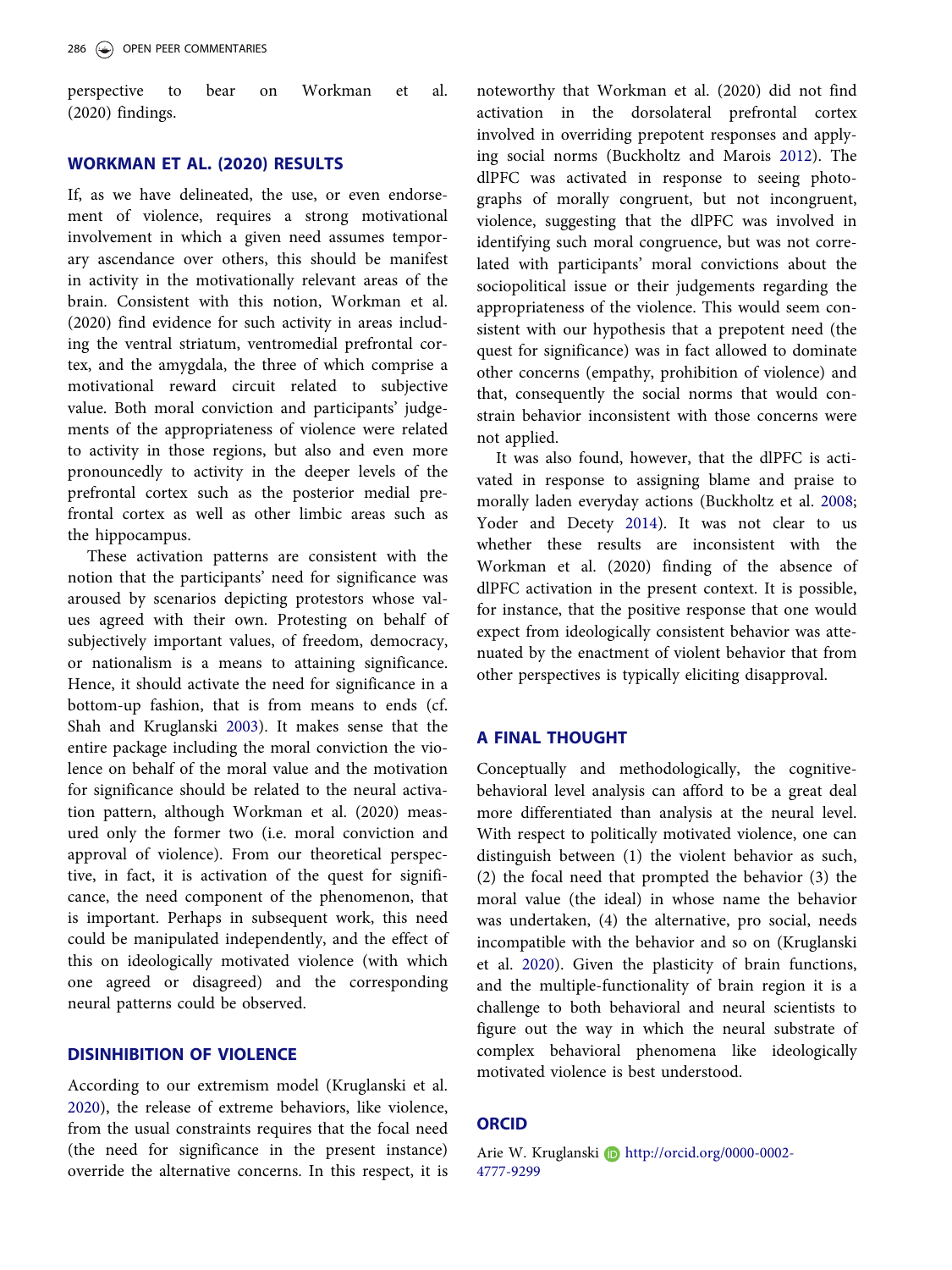perspective to bear on Workman et al. (2020) findings.

## WORKMAN ET AL. (2020) RESULTS

If, as we have delineated, the use, or even endorsement of violence, requires a strong motivational involvement in which a given need assumes temporary ascendance over others, this should be manifest in activity in the motivationally relevant areas of the brain. Consistent with this notion, Workman et al. (2020) find evidence for such activity in areas including the ventral striatum, ventromedial prefrontal cortex, and the amygdala, the three of which comprise a motivational reward circuit related to subjective value. Both moral conviction and participants' judgements of the appropriateness of violence were related to activity in those regions, but also and even more pronouncedly to activity in the deeper levels of the prefrontal cortex such as the posterior medial prefrontal cortex as well as other limbic areas such as the hippocampus.

These activation patterns are consistent with the notion that the participants' need for significance was aroused by scenarios depicting protestors whose values agreed with their own. Protesting on behalf of subjectively important values, of freedom, democracy, or nationalism is a means to attaining significance. Hence, it should activate the need for significance in a bottom-up fashion, that is from means to ends (cf. Shah and Kruglanski 2003). It makes sense that the entire package including the moral conviction the violence on behalf of the moral value and the motivation for significance should be related to the neural activation pattern, although Workman et al. (2020) measured only the former two (i.e. moral conviction and approval of violence). From our theoretical perspective, in fact, it is activation of the quest for significance, the need component of the phenomenon, that is important. Perhaps in subsequent work, this need could be manipulated independently, and the effect of this on ideologically motivated violence (with which one agreed or disagreed) and the corresponding neural patterns could be observed.

## DISINHIBITION OF VIOLENCE

According to our extremism model (Kruglanski et al. 2020), the release of extreme behaviors, like violence, from the usual constraints requires that the focal need (the need for significance in the present instance) override the alternative concerns. In this respect, it is noteworthy that Workman et al. (2020) did not find activation in the dorsolateral prefrontal cortex involved in overriding prepotent responses and applying social norms (Buckholtz and Marois 2012). The dlPFC was activated in response to seeing photographs of morally congruent, but not incongruent, violence, suggesting that the dlPFC was involved in identifying such moral congruence, but was not correlated with participants' moral convictions about the sociopolitical issue or their judgements regarding the appropriateness of the violence. This would seem consistent with our hypothesis that a prepotent need (the quest for significance) was in fact allowed to dominate other concerns (empathy, prohibition of violence) and that, consequently the social norms that would constrain behavior inconsistent with those concerns were not applied.

It was also found, however, that the dlPFC is activated in response to assigning blame and praise to morally laden everyday actions (Buckholtz et al. 2008; Yoder and Decety 2014). It was not clear to us whether these results are inconsistent with the Workman et al. (2020) finding of the absence of dlPFC activation in the present context. It is possible, for instance, that the positive response that one would expect from ideologically consistent behavior was attenuated by the enactment of violent behavior that from other perspectives is typically eliciting disapproval.

## A FINAL THOUGHT

Conceptually and methodologically, the cognitive-behavioral level analysis can afford to be a great deal more differentiated than analysis at the neural level. With respect to politically motivated violence, one can distinguish between (1) the violent behavior as such, (2) the focal need that prompted the behavior (3) the moral value (the ideal) in whose name the behavior was undertaken, (4) the alternative, pro social, needs incompatible with the behavior and so on (Kruglanski et al. 2020). Given the plasticity of brain functions, and the multiple-functionality of brain region it is a challenge to both behavioral and neural scientists to figure out the way in which the neural substrate of complex behavioral phenomena like ideologically motivated violence is best understood.

## ORCID

Arie W. Kruglanski http://orcid.org/0000-0002-4777-9299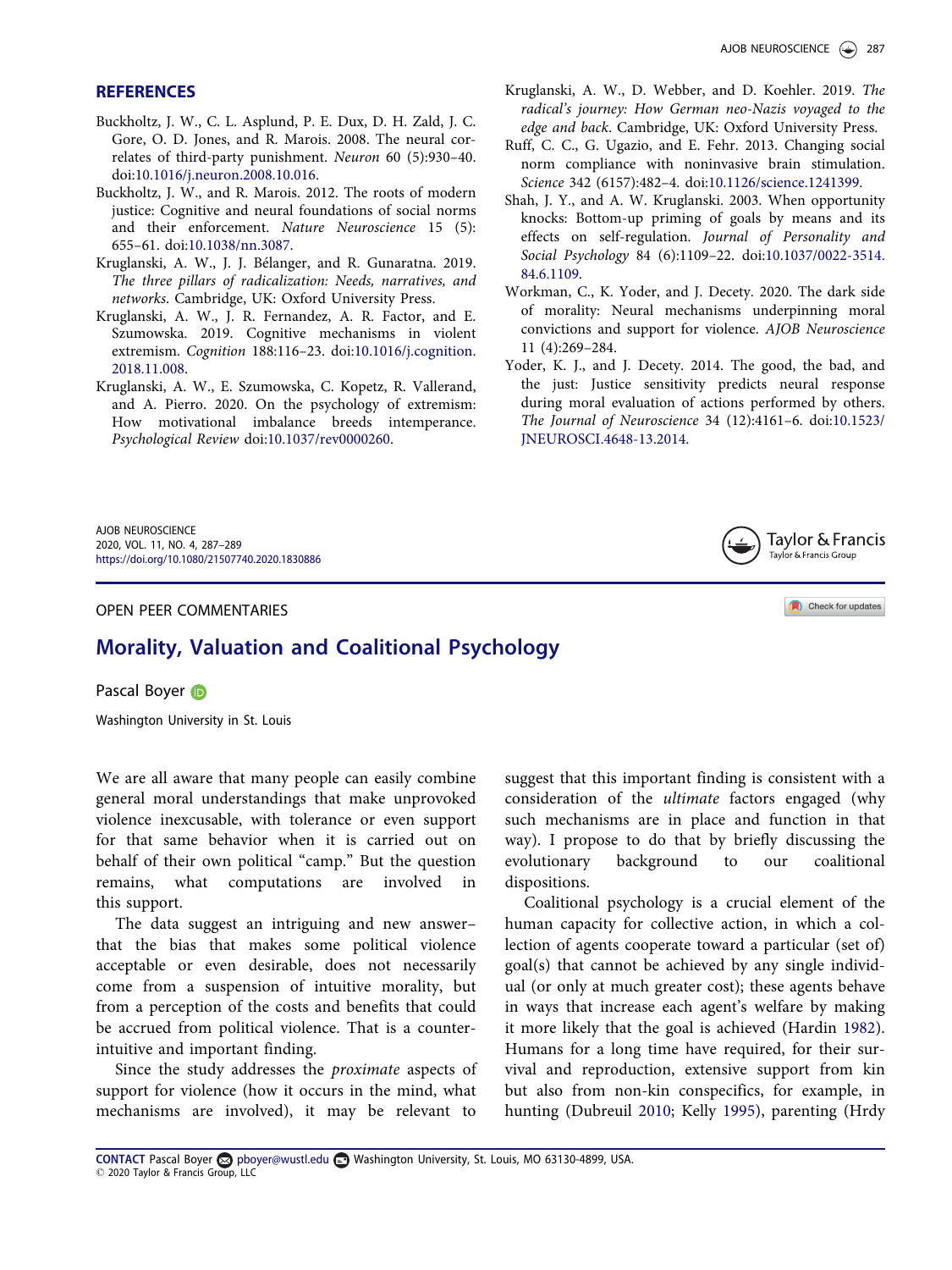## REFERENCES

Buckholtz, J. W., C. L. Asplund, P. E. Dux, D. H. Zald, J. C. Gore, O. D. Jones, and R. Marois. 2008. The neural correlates of third-party punishment. *Neuron* 60 (5):930–40. doi:10.1016/j.neuron.2008.10.016.

Buckholtz, J. W., and R. Marois. 2012. The roots of modern justice: Cognitive and neural foundations of social norms and their enforcement. *Nature Neuroscience* 15 (5): 655–61. doi:10.1038/nn.3087.

Kruglanski, A. W., J. J. Bélanger, and R. Gunaratna. 2019. *The three pillars of radicalization: Needs, narratives, and networks*. Cambridge, UK: Oxford University Press.

Kruglanski, A. W., J. R. Fernandez, A. R. Factor, and E. Szumowska. 2019. Cognitive mechanisms in violent extremism. *Cognition* 188:116–23. doi:10.1016/j.cognition.2018.11.008.

Kruglanski, A. W., E. Szumowska, C. Kopetz, R. Vallerand, and A. Pierro. 2020. On the psychology of extremism: How motivational imbalance breeds intemperance. *Psychological Review* doi:10.1037/rev0000260.

Kruglanski, A. W., D. Webber, and D. Koehler. 2019. *The radical's journey: How German neo-Nazis voyaged to the edge and back*. Cambridge, UK: Oxford University Press.

Ruff, C. C., G. Ugazio, and E. Fehr. 2013. Changing social norm compliance with noninvasive brain stimulation. *Science* 342 (6157):482–4. doi:10.1126/science.1241399.

Shah, J. Y., and A. W. Kruglanski. 2003. When opportunity knocks: Bottom-up priming of goals by means and its effects on self-regulation. *Journal of Personality and Social Psychology* 84 (6):1109–22. doi:10.1037/0022-3514.84.6.1109.

Workman, C., K. Yoder, and J. Decety. 2020. The dark side of morality: Neural mechanisms underpinning moral convictions and support for violence. *AJOB Neuroscience* 11 (4):269–284.

Yoder, K. J., and J. Decety. 2014. The good, the bad, and the just: Justice sensitivity predicts neural response during moral evaluation of actions performed by others. *The Journal of Neuroscience* 34 (12):4161–6. doi:10.1523/JNEUROSCI.4648-13.2014.

---

AJOB NEUROSCIENCE
2020, VOL. 11, NO. 4, 287–289
https://doi.org/10.1080/21507740.2020.1830886

OPEN PEER COMMENTARIES

# Morality, Valuation and Coalitional Psychology

Pascal Boyer

Washington University in St. Louis

We are all aware that many people can easily combine general moral understandings that make unprovoked violence inexcusable, with tolerance or even support for that same behavior when it is carried out on behalf of their own political "camp." But the question remains, what computations are involved in this support.

The data suggest an intriguing and new answer– that the bias that makes some political violence acceptable or even desirable, does not necessarily come from a suspension of intuitive morality, but from a perception of the costs and benefits that could be accrued from political violence. That is a counter-intuitive and important finding.

Since the study addresses the *proximate* aspects of support for violence (how it occurs in the mind, what mechanisms are involved), it may be relevant to suggest that this important finding is consistent with a consideration of the *ultimate* factors engaged (why such mechanisms are in place and function in that way). I propose to do that by briefly discussing the evolutionary background to our coalitional dispositions.

Coalitional psychology is a crucial element of the human capacity for collective action, in which a collection of agents cooperate toward a particular (set of) goal(s) that cannot be achieved by any single individual (or only at much greater cost); these agents behave in ways that increase each agent's welfare by making it more likely that the goal is achieved (Hardin 1982). Humans for a long time have required, for their survival and reproduction, extensive support from kin but also from non-kin conspecifics, for example, in hunting (Dubreuil 2010; Kelly 1995), parenting (Hrdy

CONTACT Pascal Boyer pboyer@wustl.edu Washington University, St. Louis, MO 63130-4899, USA.
© 2020 Taylor & Francis Group, LLC